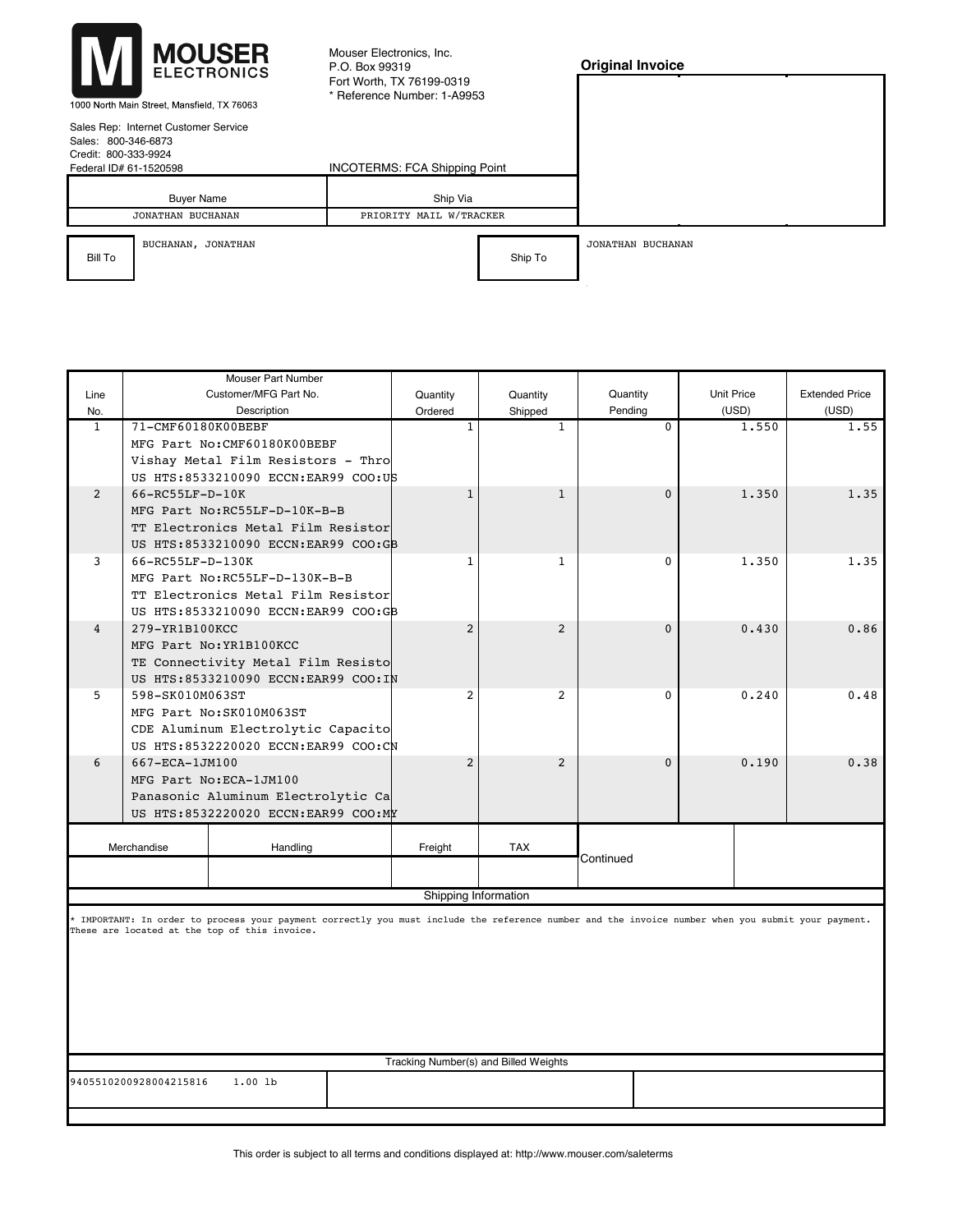**MOUSER ELECTRONICS**

1000 North Main Street, Mansfield, TX 76063

Mouser Electronics, Inc.
P.O. Box 99319
Fort Worth, TX 76199-0319
* Reference Number: 1-A9953

## Original Invoice

Sales Rep: Internet Customer Service
Sales: 800-346-6873
Credit: 800-333-9924
Federal ID# 61-1520598

INCOTERMS: FCA Shipping Point

| Buyer Name | Ship Via |
|---|---|
| JONATHAN BUCHANAN | PRIORITY MAIL W/TRACKER |

**Bill To:** BUCHANAN, JONATHAN

**Ship To:** JONATHAN BUCHANAN

| Line No. | Mouser Part Number / Customer/MFG Part No. / Description | Quantity Ordered | Quantity Shipped | Quantity Pending | Unit Price (USD) | Extended Price (USD) |
|---|---|---|---|---|---|---|
| 1 | 71-CMF60180K00BEBF<br>MFG Part No:CMF60180K00BEBF<br>Vishay Metal Film Resistors - Thro<br>US HTS:8533210090 ECCN:EAR99 COO:US | 1 | 1 | 0 | 1.550 | 1.55 |
| 2 | 66-RC55LF-D-10K<br>MFG Part No:RC55LF-D-10K-B-B<br>TT Electronics Metal Film Resistor<br>US HTS:8533210090 ECCN:EAR99 COO:GB | 1 | 1 | 0 | 1.350 | 1.35 |
| 3 | 66-RC55LF-D-130K<br>MFG Part No:RC55LF-D-130K-B-B<br>TT Electronics Metal Film Resistor<br>US HTS:8533210090 ECCN:EAR99 COO:GB | 1 | 1 | 0 | 1.350 | 1.35 |
| 4 | 279-YR1B100KCC<br>MFG Part No:YR1B100KCC<br>TE Connectivity Metal Film Resisto<br>US HTS:8533210090 ECCN:EAR99 COO:IN | 2 | 2 | 0 | 0.430 | 0.86 |
| 5 | 598-SK010M063ST<br>MFG Part No:SK010M063ST<br>CDE Aluminum Electrolytic Capacito<br>US HTS:8532220020 ECCN:EAR99 COO:CN | 2 | 2 | 0 | 0.240 | 0.48 |
| 6 | 667-ECA-1JM100<br>MFG Part No:ECA-1JM100<br>Panasonic Aluminum Electrolytic Ca<br>US HTS:8532220020 ECCN:EAR99 COO:MY | 2 | 2 | 0 | 0.190 | 0.38 |

| Merchandise | Handling | Freight | TAX | |
|---|---|---|---|---|
| | | | | Continued |

**Shipping Information**

* IMPORTANT: In order to process your payment correctly you must include the reference number and the invoice number when you submit your payment. These are located at the top of this invoice.

**Tracking Number(s) and Billed Weights**

| Tracking Number | Billed Weight |
|---|---|
| 9405510200928004215816 | 1.00 lb |

This order is subject to all terms and conditions displayed at: http://www.mouser.com/saleterms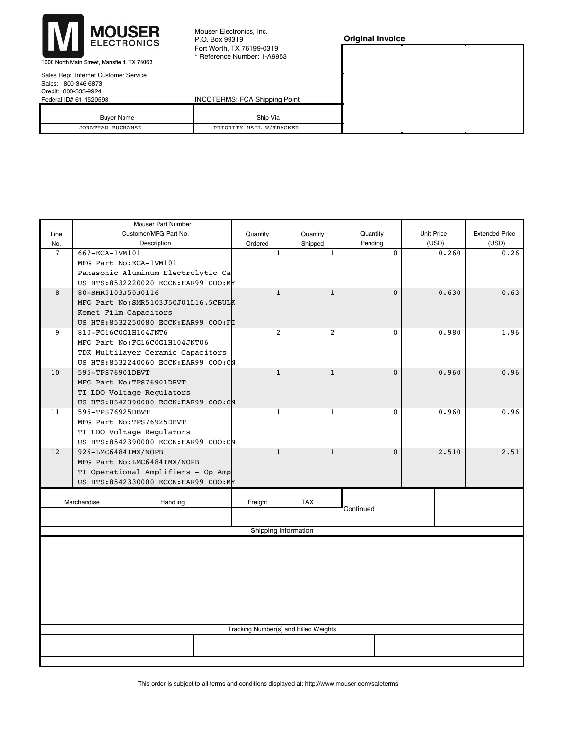**MOUSER ELECTRONICS**

1000 North Main Street, Mansfield, TX 76063

Mouser Electronics, Inc.
P.O. Box 99319
Fort Worth, TX 76199-0319
* Reference Number: 1-A9953

## Original Invoice

Sales Rep: Internet Customer Service
Sales: 800-346-6873
Credit: 800-333-9924
Federal ID# 61-1520598

INCOTERMS: FCA Shipping Point

| Buyer Name | Ship Via |
|---|---|
| JONATHAN BUCHANAN | PRIORITY MAIL W/TRACKER |

| Line No. | Mouser Part Number / Customer/MFG Part No. / Description | Quantity Ordered | Quantity Shipped | Quantity Pending | Unit Price (USD) | Extended Price (USD) |
|---|---|---|---|---|---|---|
| 7 | 667-ECA-1VM101<br>MFG Part No:ECA-1VM101<br>Panasonic Aluminum Electrolytic Ca<br>US HTS:8532220020 ECCN:EAR99 COO:MY | 1 | 1 | 0 | 0.260 | 0.26 |
| 8 | 80-SMR5103J50J0116<br>MFG Part No:SMR5103J50J01L16.5CBULK<br>Kemet Film Capacitors<br>US HTS:8532250080 ECCN:EAR99 COO:FI | 1 | 1 | 0 | 0.630 | 0.63 |
| 9 | 810-FG16C0G1H104JNT6<br>MFG Part No:FG16C0G1H104JNT06<br>TDK Multilayer Ceramic Capacitors<br>US HTS:8532240060 ECCN:EAR99 COO:CN | 2 | 2 | 0 | 0.980 | 1.96 |
| 10 | 595-TPS76901DBVT<br>MFG Part No:TPS76901DBVT<br>TI LDO Voltage Regulators<br>US HTS:8542390000 ECCN:EAR99 COO:CN | 1 | 1 | 0 | 0.960 | 0.96 |
| 11 | 595-TPS76925DBVT<br>MFG Part No:TPS76925DBVT<br>TI LDO Voltage Regulators<br>US HTS:8542390000 ECCN:EAR99 COO:CN | 1 | 1 | 0 | 0.960 | 0.96 |
| 12 | 926-LMC6484IMX/NOPB<br>MFG Part No:LMC6484IMX/NOPB<br>TI Operational Amplifiers - Op Amp<br>US HTS:8542330000 ECCN:EAR99 COO:MY | 1 | 1 | 0 | 2.510 | 2.51 |

| Merchandise | Handling | Freight | TAX | |
|---|---|---|---|---|
| | | | | Continued |

Shipping Information

Tracking Number(s) and Billed Weights

This order is subject to all terms and conditions displayed at: http://www.mouser.com/saleterms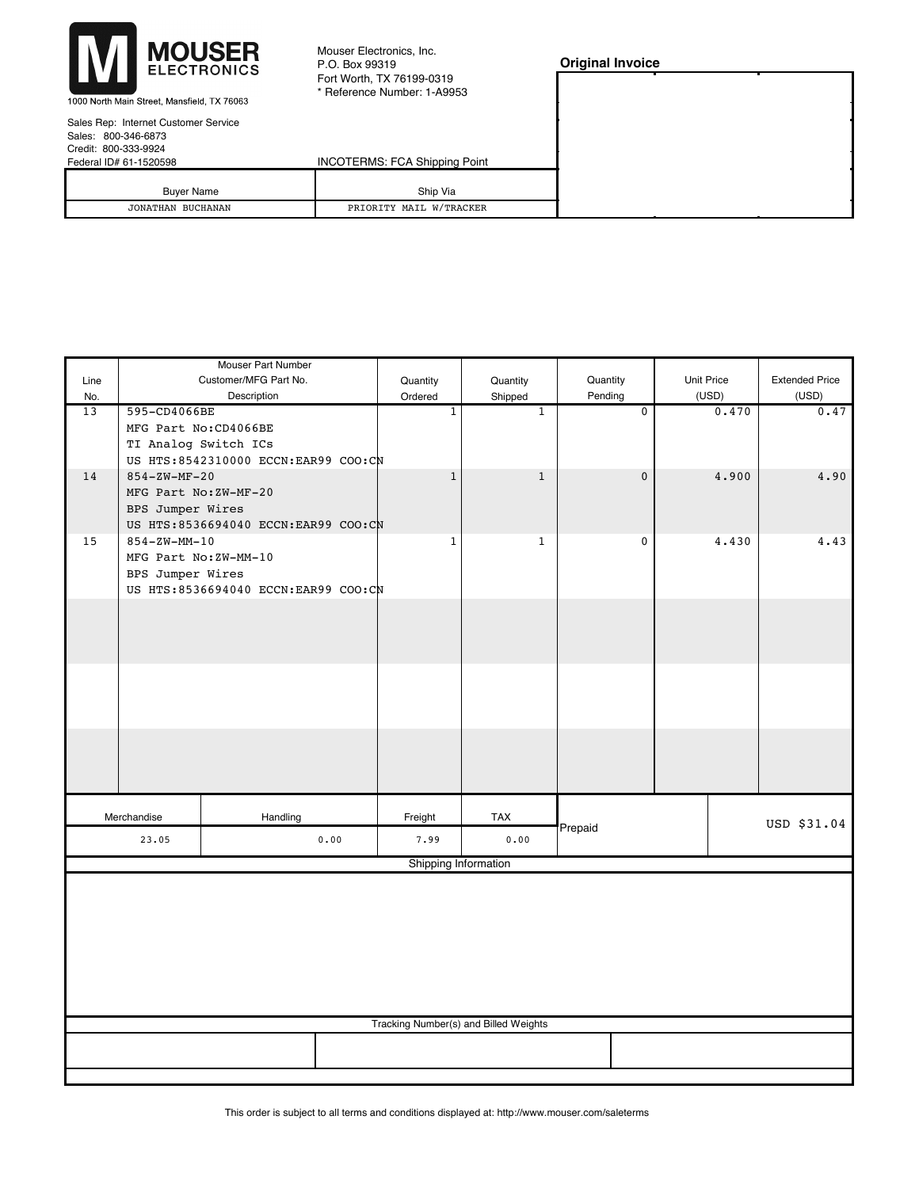MOUSER ELECTRONICS

1000 North Main Street, Mansfield, TX 76063

Mouser Electronics, Inc.
P.O. Box 99319
Fort Worth, TX 76199-0319
* Reference Number: 1-A9953

**Original Invoice**

Sales Rep: Internet Customer Service
Sales: 800-346-6873
Credit: 800-333-9924
Federal ID# 61-1520598

INCOTERMS: FCA Shipping Point

| Buyer Name | Ship Via |
|---|---|
| JONATHAN BUCHANAN | PRIORITY MAIL W/TRACKER |

| Line No. | Mouser Part Number Customer/MFG Part No. Description | Quantity Ordered | Quantity Shipped | Quantity Pending | Unit Price (USD) | Extended Price (USD) |
|---|---|---|---|---|---|---|
| 13 | 595-CD4066BE<br>MFG Part No:CD4066BE<br>TI Analog Switch ICs<br>US HTS:8542310000 ECCN:EAR99 COO:CN | 1 | 1 | 0 | 0.470 | 0.47 |
| 14 | 854-ZW-MF-20<br>MFG Part No:ZW-MF-20<br>BPS Jumper Wires<br>US HTS:8536694040 ECCN:EAR99 COO:CN | 1 | 1 | 0 | 4.900 | 4.90 |
| 15 | 854-ZW-MM-10<br>MFG Part No:ZW-MM-10<br>BPS Jumper Wires<br>US HTS:8536694040 ECCN:EAR99 COO:CN | 1 | 1 | 0 | 4.430 | 4.43 |

| Merchandise | Handling | Freight | TAX | | |
|---|---|---|---|---|---|
| 23.05 | 0.00 | 7.99 | 0.00 | Prepaid | USD $31.04 |

Shipping Information

Tracking Number(s) and Billed Weights

This order is subject to all terms and conditions displayed at: http://www.mouser.com/saleterms